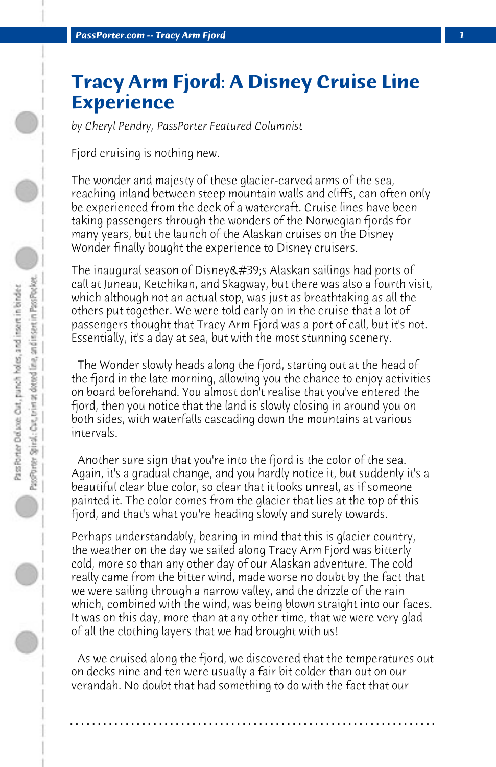# Tracy Arm Fjord: A Disney Cruise Line Experience

*by Cheryl Pendry, PassPorter Featured Columnist*

Fjord cruising is nothing new.

The wonder and majesty of these glacier-carved arms of the sea, reaching inland between steep mountain walls and cliffs, can often only be experienced from the deck of a watercraft. Cruise lines have been taking passengers through the wonders of the Norwegian fjords for many years, but the launch of the Alaskan cruises on the Disney Wonder finally bought the experience to Disney cruisers.

The inaugural season of Disney&#39;s Alaskan sailings had ports of call at Juneau, Ketchikan, and Skagway, but there was also a fourth visit, which although not an actual stop, was just as breathtaking as all the others put together. We were told early on in the cruise that a lot of passengers thought that Tracy Arm Fjord was a port of call, but it's not. Essentially, it's a day at sea, but with the most stunning scenery.

The Wonder slowly heads along the fjord, starting out at the head of the fjord in the late morning, allowing you the chance to enjoy activities on board beforehand. You almost don't realise that you've entered the fjord, then you notice that the land is slowly closing in around you on both sides, with waterfalls cascading down the mountains at various intervals.

Another sure sign that you're into the fjord is the color of the sea. Again, it's a gradual change, and you hardly notice it, but suddenly it's a beautiful clear blue color, so clear that it looks unreal, as if someone painted it. The color comes from the glacier that lies at the top of this fjord, and that's what you're heading slowly and surely towards.

Perhaps understandably, bearing in mind that this is glacier country, the weather on the day we sailed along Tracy Arm Fjord was bitterly cold, more so than any other day of our Alaskan adventure. The cold really came from the bitter wind, made worse no doubt by the fact that we were sailing through a narrow valley, and the drizzle of the rain which, combined with the wind, was being blown straight into our faces. It was on this day, more than at any other time, that we were very glad of all the clothing layers that we had brought with us!

As we cruised along the fjord, we discovered that the temperatures out on decks nine and ten were usually a fair bit colder than out on our verandah. No doubt that had something to do with the fact that our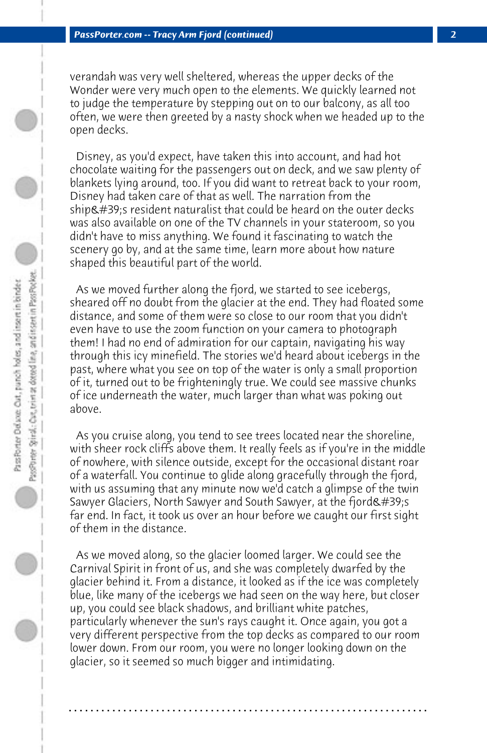verandah was very well sheltered, whereas the upper decks of the Wonder were very much open to the elements. We quickly learned not to judge the temperature by stepping out on to our balcony, as all too often, we were then greeted by a nasty shock when we headed up to the open decks.

Disney, as you'd expect, have taken this into account, and had hot chocolate waiting for the passengers out on deck, and we saw plenty of blankets lying around, too. If you did want to retreat back to your room, Disney had taken care of that as well. The narration from the ship&#39;s resident naturalist that could be heard on the outer decks was also available on one of the TV channels in your stateroom, so you didn't have to miss anything. We found it fascinating to watch the scenery go by, and at the same time, learn more about how nature shaped this beautiful part of the world.

As we moved further along the fjord, we started to see icebergs, sheared off no doubt from the glacier at the end. They had floated some distance, and some of them were so close to our room that you didn't even have to use the zoom function on your camera to photograph them! I had no end of admiration for our captain, navigating his way through this icy minefield. The stories we'd heard about icebergs in the past, where what you see on top of the water is only a small proportion of it, turned out to be frighteningly true. We could see massive chunks of ice underneath the water, much larger than what was poking out above.

As you cruise along, you tend to see trees located near the shoreline, with sheer rock cliffs above them. It really feels as if you're in the middle of nowhere, with silence outside, except for the occasional distant roar of a waterfall. You continue to glide along gracefully through the fjord, with us assuming that any minute now we'd catch a glimpse of the twin Sawyer Glaciers, North Sawyer and South Sawyer, at the fjord&#39;s far end. In fact, it took us over an hour before we caught our first sight of them in the distance.

As we moved along, so the glacier loomed larger. We could see the Carnival Spirit in front of us, and she was completely dwarfed by the glacier behind it. From a distance, it looked as if the ice was completely blue, like many of the icebergs we had seen on the way here, but closer up, you could see black shadows, and brilliant white patches, particularly whenever the sun's rays caught it. Once again, you got a very different perspective from the top decks as compared to our room lower down. From our room, you were no longer looking down on the glacier, so it seemed so much bigger and intimidating.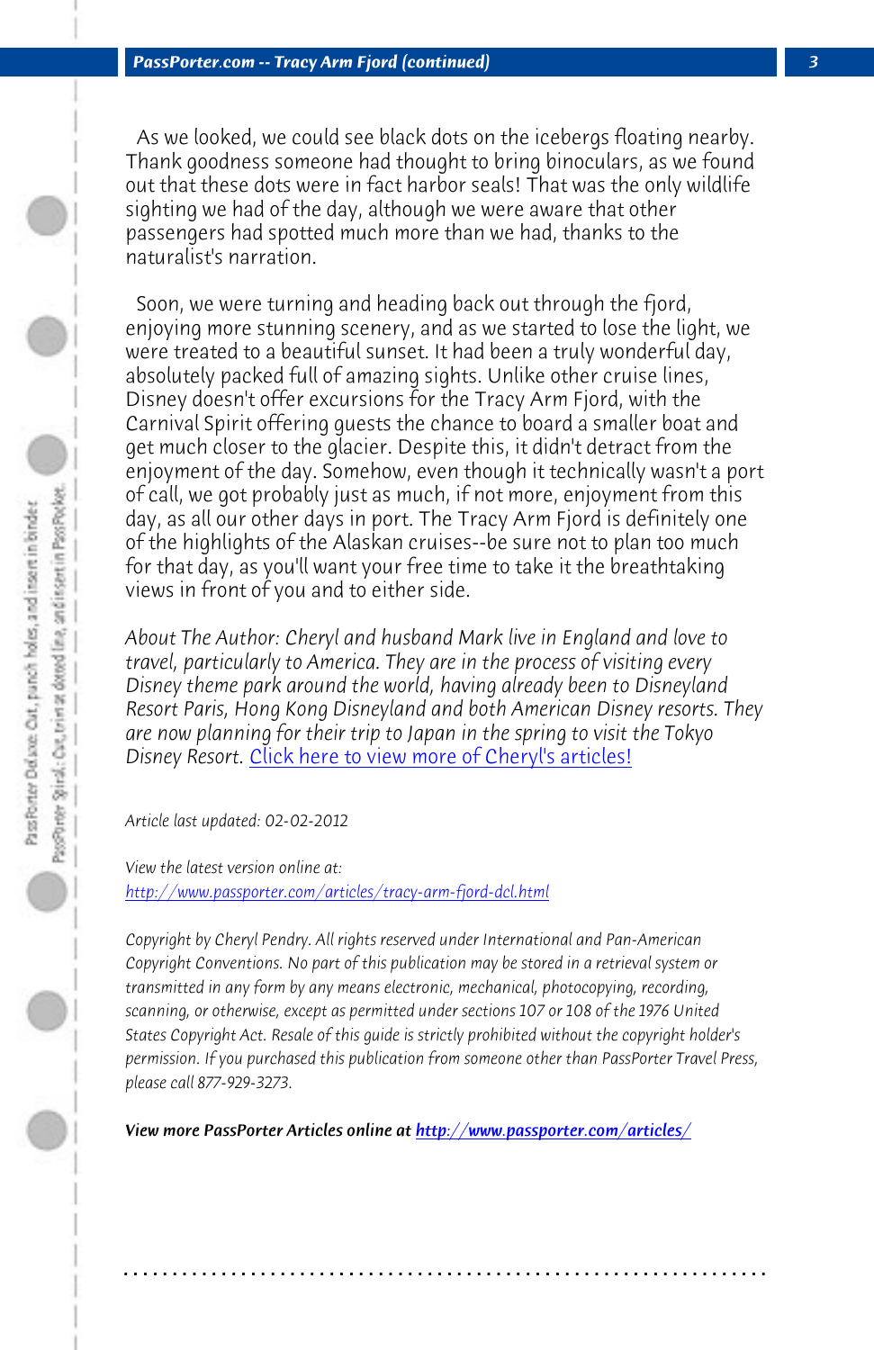As we looked, we could see black dots on the icebergs floating nearby. Thank goodness someone had thought to bring binoculars, as we found out that these dots were in fact harbor seals! That was the only wildlife sighting we had of the day, although we were aware that other passengers had spotted much more than we had, thanks to the naturalist's narration.

Soon, we were turning and heading back out through the fjord, enjoying more stunning scenery, and as we started to lose the light, we were treated to a beautiful sunset. It had been a truly wonderful day, absolutely packed full of amazing sights. Unlike other cruise lines, Disney doesn't offer excursions for the Tracy Arm Fjord, with the Carnival Spirit offering guests the chance to board a smaller boat and get much closer to the glacier. Despite this, it didn't detract from the enjoyment of the day. Somehow, even though it technically wasn't a port of call, we got probably just as much, if not more, enjoyment from this day, as all our other days in port. The Tracy Arm Fjord is definitely one of the highlights of the Alaskan cruises--be sure not to plan too much for that day, as you'll want your free time to take it the breathtaking views in front of you and to either side.

*About The Author: Cheryl and husband Mark live in England and love to travel, particularly to America. They are in the process of visiting every Disney theme park around the world, having already been to Disneyland Resort Paris, Hong Kong Disneyland and both American Disney resorts. They are now planning for their trip to Japan in the spring to visit the Tokyo Disney Resort.* [Click here to view more of Cheryl's articles!]

*Article last updated: 02-02-2012*

*View the latest version online at:*
*http://www.passporter.com/articles/tracy-arm-fjord-dcl.html*

*Copyright by Cheryl Pendry. All rights reserved under International and Pan-American Copyright Conventions. No part of this publication may be stored in a retrieval system or transmitted in any form by any means electronic, mechanical, photocopying, recording, scanning, or otherwise, except as permitted under sections 107 or 108 of the 1976 United States Copyright Act. Resale of this guide is strictly prohibited without the copyright holder's permission. If you purchased this publication from someone other than PassPorter Travel Press, please call 877-929-3273.*

***View more PassPorter Articles online at http://www.passporter.com/articles/***